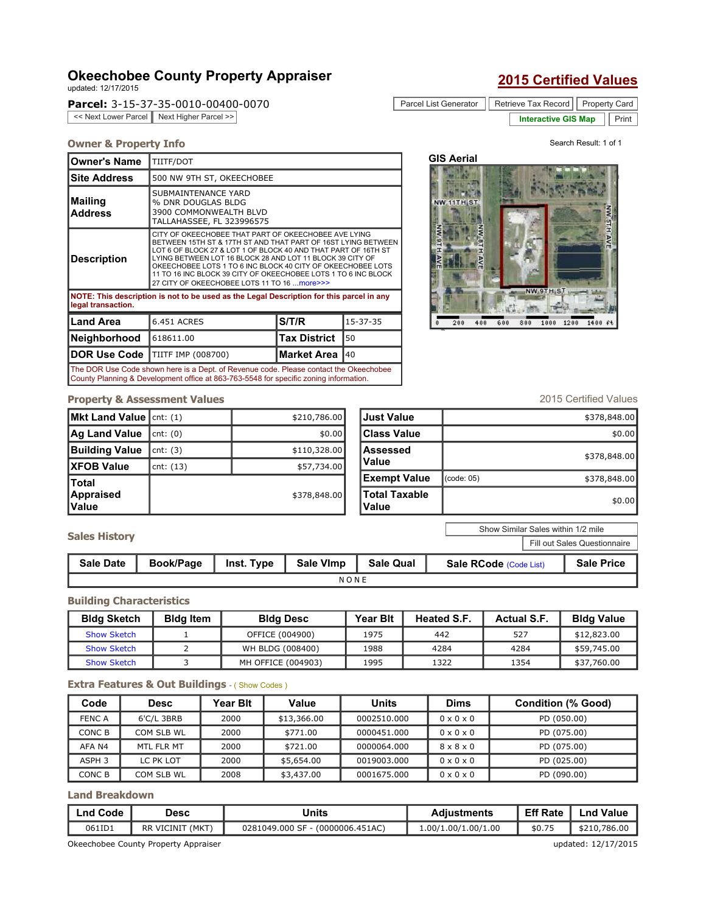# Okeechobee County Property Appraiser

updated: 12/17/2015

**2015 Certified Values**

**Parcel:** 3-15-37-35-0010-00400-0070

<< Next Lower Parcel | Next Higher Parcel >>

Parcel List Generator | Retrieve Tax Record | Property Card | Interactive GIS Map | Print

## Owner & Property Info

Search Result: 1 of 1

| | |
|---|---|
| **Owner's Name** | TIITF/DOT |
| **Site Address** | 500 NW 9TH ST, OKEECHOBEE |
| **Mailing Address** | SUBMAINTENANCE YARD<br>% DNR DOUGLAS BLDG<br>3900 COMMONWEALTH BLVD<br>TALLAHASSEE, FL 323996575 |
| **Description** | CITY OF OKEECHOBEE THAT PART OF OKEECHOBEE AVE LYING BETWEEN 15TH ST & 17TH ST AND THAT PART OF 16ST LYING BETWEEN LOT 6 OF BLOCK 27 & LOT 1 OF BLOCK 40 AND THAT PART OF 16TH ST LYING BETWEEN LOT 16 BLOCK 28 AND LOT 11 BLOCK 39 CITY OF OKEECHOBEE LOTS 1 TO 6 INC BLOCK 40 CITY OF OKEECHOBEE LOTS 11 TO 16 INC BLOCK 39 CITY OF OKEECHOBEE LOTS 1 TO 6 INC BLOCK 27 CITY OF OKEECHOBEE LOTS 11 TO 16 ...more>>> |

NOTE: This description is not to be used as the Legal Description for this parcel in any legal transaction.

| | | | |
|---|---|---|---|
| **Land Area** | 6.451 ACRES | **S/T/R** | 15-37-35 |
| **Neighborhood** | 618611.00 | **Tax District** | 50 |
| **DOR Use Code** | TIITF IMP (008700) | **Market Area** | 40 |

The DOR Use Code shown here is a Dept. of Revenue code. Please contact the Okeechobee County Planning & Development office at 863-763-5548 for specific zoning information.

### GIS Aerial

NW 11TH ST, NW 9TH AVE, NW 8TH AVE, NW 5TH AVE, NW 9TH ST

0 200 400 600 800 1000 1200 1400 ft

## Property & Assessment Values

2015 Certified Values

| | | |
|---|---|---|
| **Mkt Land Value** | cnt: (1) | $210,786.00 |
| **Ag Land Value** | cnt: (0) | $0.00 |
| **Building Value** | cnt: (3) | $110,328.00 |
| **XFOB Value** | cnt: (13) | $57,734.00 |
| **Total Appraised Value** | | $378,848.00 |

| | | |
|---|---|---|
| **Just Value** | | $378,848.00 |
| **Class Value** | | $0.00 |
| **Assessed Value** | | $378,848.00 |
| **Exempt Value** | (code: 05) | $378,848.00 |
| **Total Taxable Value** | | $0.00 |

## Sales History

Show Similar Sales within 1/2 mile | Fill out Sales Questionnaire

| Sale Date | Book/Page | Inst. Type | Sale VImp | Sale Qual | Sale RCode (Code List) | Sale Price |
|---|---|---|---|---|---|---|
| NONE | | | | | | |

## Building Characteristics

| Bldg Sketch | Bldg Item | Bldg Desc | Year Blt | Heated S.F. | Actual S.F. | Bldg Value |
|---|---|---|---|---|---|---|
| Show Sketch | 1 | OFFICE (004900) | 1975 | 442 | 527 | $12,823.00 |
| Show Sketch | 2 | WH BLDG (008400) | 1988 | 4284 | 4284 | $59,745.00 |
| Show Sketch | 3 | MH OFFICE (004903) | 1995 | 1322 | 1354 | $37,760.00 |

## Extra Features & Out Buildings - ( Show Codes )

| Code | Desc | Year Blt | Value | Units | Dims | Condition (% Good) |
|---|---|---|---|---|---|---|
| FENC A | 6'C/L 3BRB | 2000 | $13,366.00 | 0002510.000 | 0 x 0 x 0 | PD (050.00) |
| CONC B | COM SLB WL | 2000 | $771.00 | 0000451.000 | 0 x 0 x 0 | PD (075.00) |
| AFA N4 | MTL FLR MT | 2000 | $721.00 | 0000064.000 | 8 x 8 x 0 | PD (075.00) |
| ASPH 3 | LC PK LOT | 2000 | $5,654.00 | 0019003.000 | 0 x 0 x 0 | PD (025.00) |
| CONC B | COM SLB WL | 2008 | $3,437.00 | 0001675.000 | 0 x 0 x 0 | PD (090.00) |

## Land Breakdown

| Lnd Code | Desc | Units | Adjustments | Eff Rate | Lnd Value |
|---|---|---|---|---|---|
| 061ID1 | RR VICINIT (MKT) | 0281049.000 SF - (0000006.451AC) | 1.00/1.00/1.00/1.00 | $0.75 | $210,786.00 |

Okeechobee County Property Appraiser — updated: 12/17/2015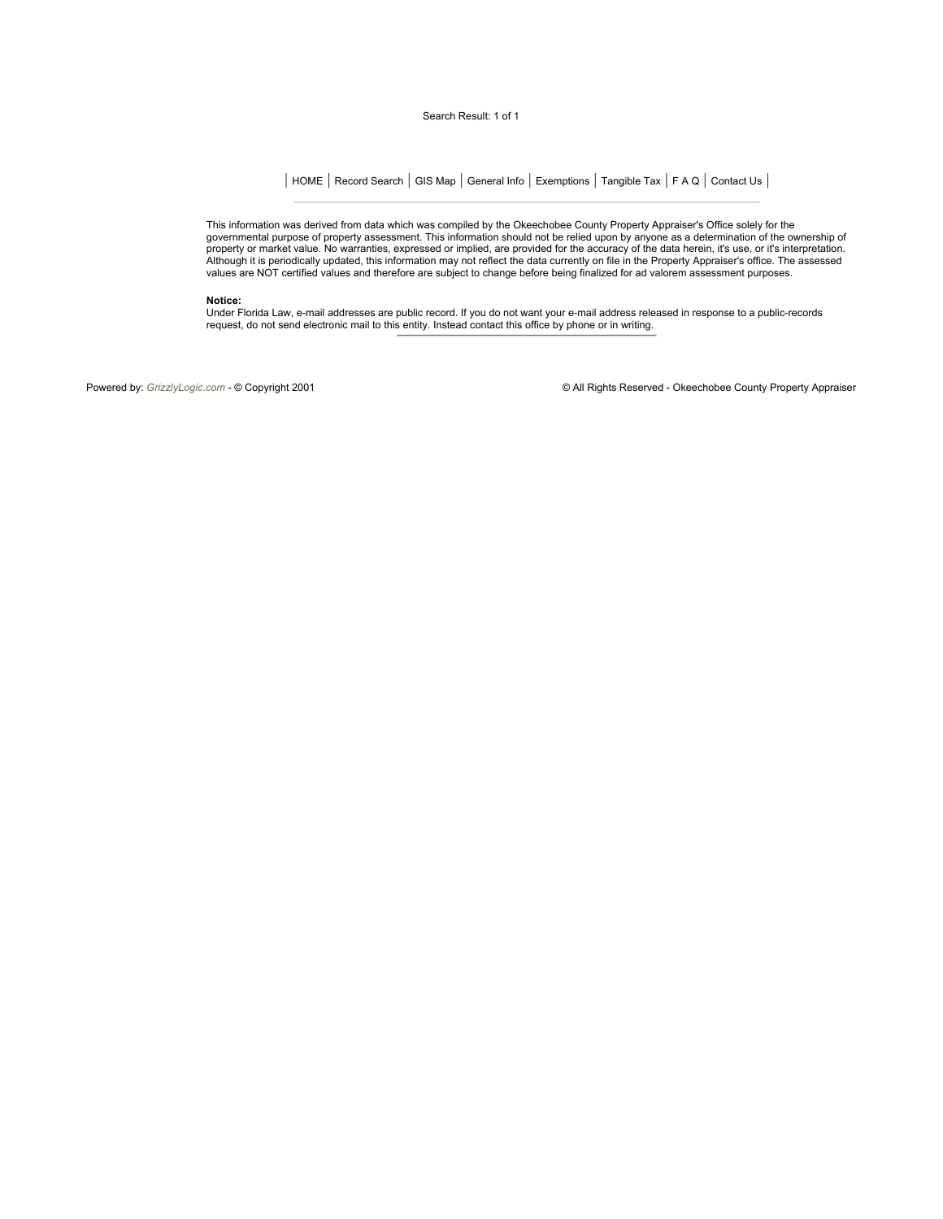Search Result: 1 of 1

| HOME | Record Search | GIS Map | General Info | Exemptions | Tangible Tax | F A Q | Contact Us |

---

This information was derived from data which was compiled by the Okeechobee County Property Appraiser's Office solely for the governmental purpose of property assessment. This information should not be relied upon by anyone as a determination of the ownership of property or market value. No warranties, expressed or implied, are provided for the accuracy of the data herein, it's use, or it's interpretation. Although it is periodically updated, this information may not reflect the data currently on file in the Property Appraiser's office. The assessed values are NOT certified values and therefore are subject to change before being finalized for ad valorem assessment purposes.

**Notice:**
Under Florida Law, e-mail addresses are public record. If you do not want your e-mail address released in response to a public-records request, do not send electronic mail to this entity. Instead contact this office by phone or in writing.

---

Powered by: *GrizzlyLogic.com* - © Copyright 2001

© All Rights Reserved - Okeechobee County Property Appraiser